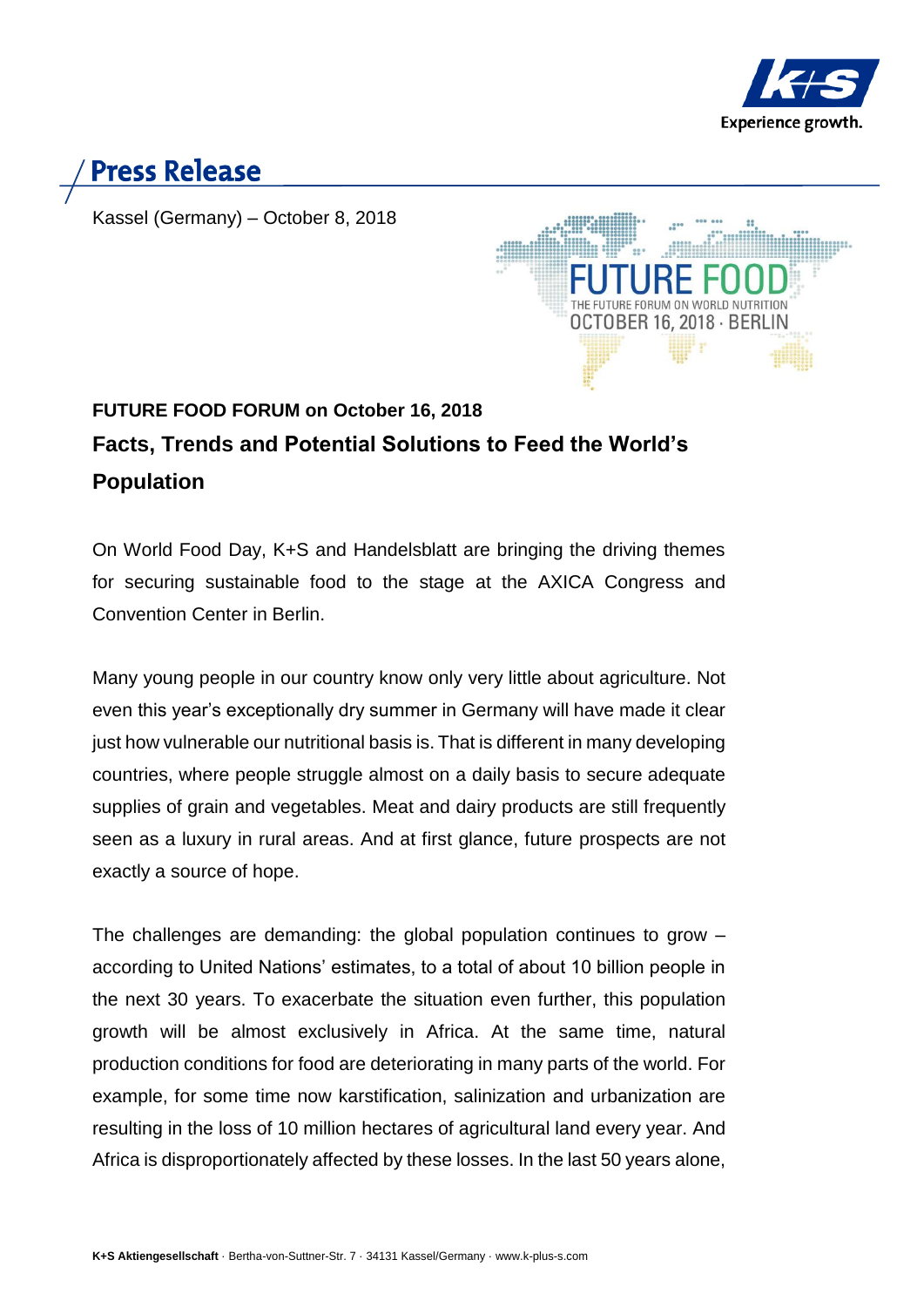# Press Release

Kassel (Germany) – October 8, 2018

FUTURE FOOD
THE FUTURE FORUM ON WORLD NUTRITION
OCTOBER 16, 2018 · BERLIN

**FUTURE FOOD FORUM on October 16, 2018**

## Facts, Trends and Potential Solutions to Feed the World's Population

On World Food Day, K+S and Handelsblatt are bringing the driving themes for securing sustainable food to the stage at the AXICA Congress and Convention Center in Berlin.

Many young people in our country know only very little about agriculture. Not even this year's exceptionally dry summer in Germany will have made it clear just how vulnerable our nutritional basis is. That is different in many developing countries, where people struggle almost on a daily basis to secure adequate supplies of grain and vegetables. Meat and dairy products are still frequently seen as a luxury in rural areas. And at first glance, future prospects are not exactly a source of hope.

The challenges are demanding: the global population continues to grow – according to United Nations' estimates, to a total of about 10 billion people in the next 30 years. To exacerbate the situation even further, this population growth will be almost exclusively in Africa. At the same time, natural production conditions for food are deteriorating in many parts of the world. For example, for some time now karstification, salinization and urbanization are resulting in the loss of 10 million hectares of agricultural land every year. And Africa is disproportionately affected by these losses. In the last 50 years alone,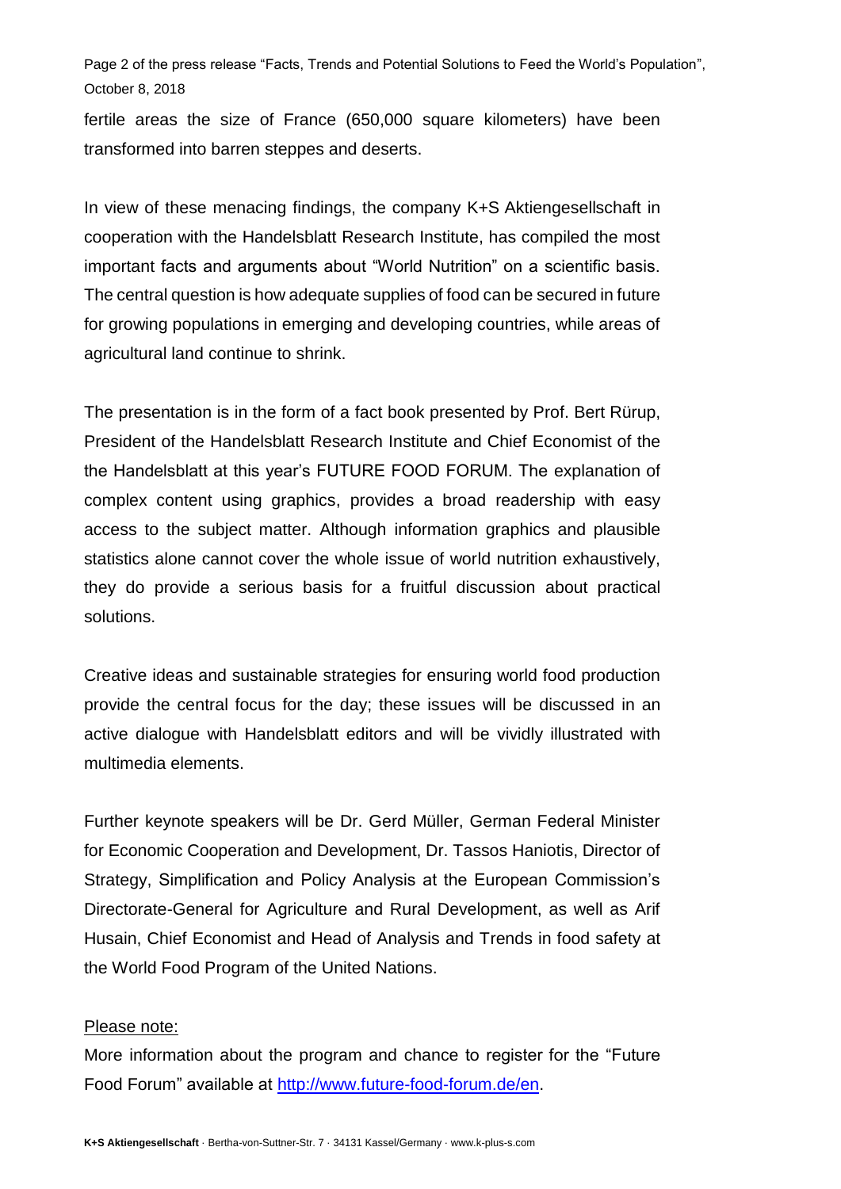fertile areas the size of France (650,000 square kilometers) have been transformed into barren steppes and deserts.

In view of these menacing findings, the company K+S Aktiengesellschaft in cooperation with the Handelsblatt Research Institute, has compiled the most important facts and arguments about “World Nutrition” on a scientific basis. The central question is how adequate supplies of food can be secured in future for growing populations in emerging and developing countries, while areas of agricultural land continue to shrink.

The presentation is in the form of a fact book presented by Prof. Bert Rürup, President of the Handelsblatt Research Institute and Chief Economist of the the Handelsblatt at this year’s FUTURE FOOD FORUM. The explanation of complex content using graphics, provides a broad readership with easy access to the subject matter. Although information graphics and plausible statistics alone cannot cover the whole issue of world nutrition exhaustively, they do provide a serious basis for a fruitful discussion about practical solutions.

Creative ideas and sustainable strategies for ensuring world food production provide the central focus for the day; these issues will be discussed in an active dialogue with Handelsblatt editors and will be vividly illustrated with multimedia elements.

Further keynote speakers will be Dr. Gerd Müller, German Federal Minister for Economic Cooperation and Development, Dr. Tassos Haniotis, Director of Strategy, Simplification and Policy Analysis at the European Commission’s Directorate-General for Agriculture and Rural Development, as well as Arif Husain, Chief Economist and Head of Analysis and Trends in food safety at the World Food Program of the United Nations.

<u>Please note:</u>

More information about the program and chance to register for the “Future Food Forum” available at [http://www.future-food-forum.de/en](http://www.future-food-forum.de/en).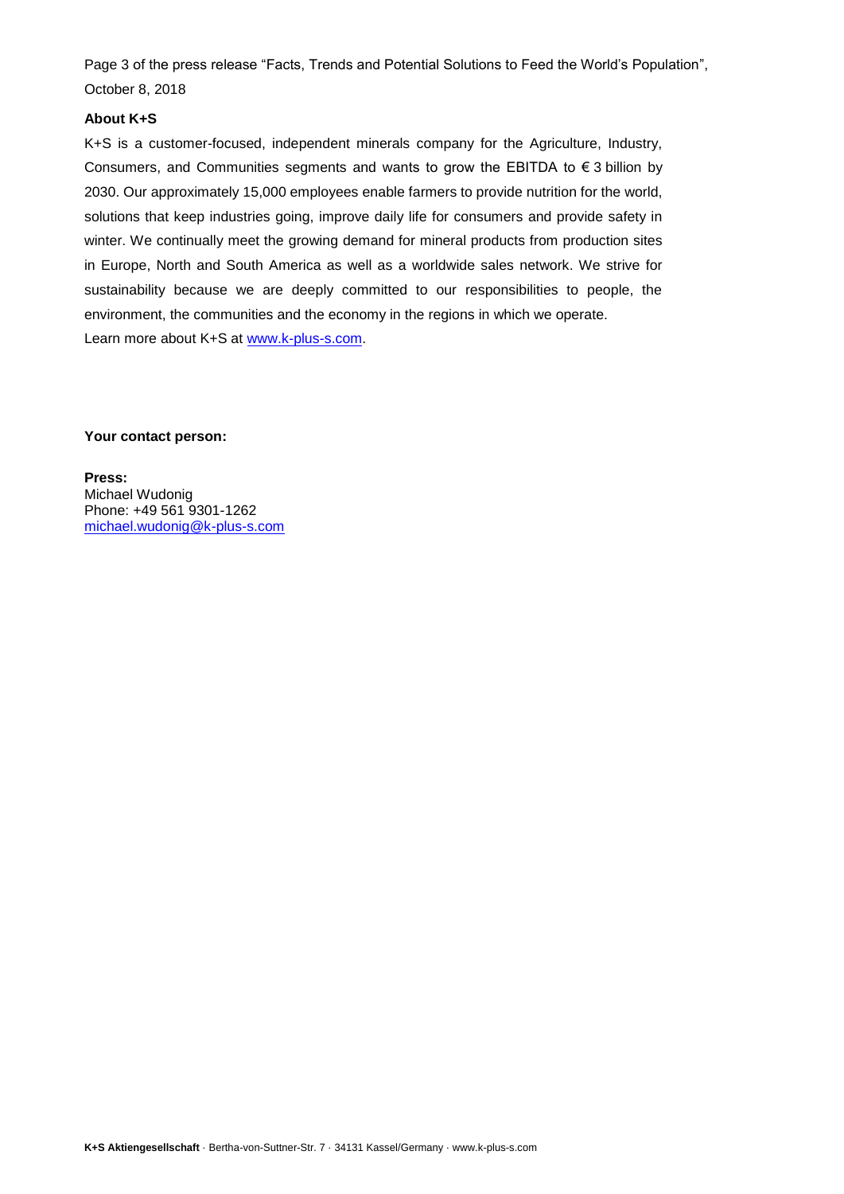## About K+S

K+S is a customer-focused, independent minerals company for the Agriculture, Industry, Consumers, and Communities segments and wants to grow the EBITDA to € 3 billion by 2030. Our approximately 15,000 employees enable farmers to provide nutrition for the world, solutions that keep industries going, improve daily life for consumers and provide safety in winter. We continually meet the growing demand for mineral products from production sites in Europe, North and South America as well as a worldwide sales network. We strive for sustainability because we are deeply committed to our responsibilities to people, the environment, the communities and the economy in the regions in which we operate.
Learn more about K+S at www.k-plus-s.com.

**Your contact person:**

**Press:**
Michael Wudonig
Phone: +49 561 9301-1262
michael.wudonig@k-plus-s.com